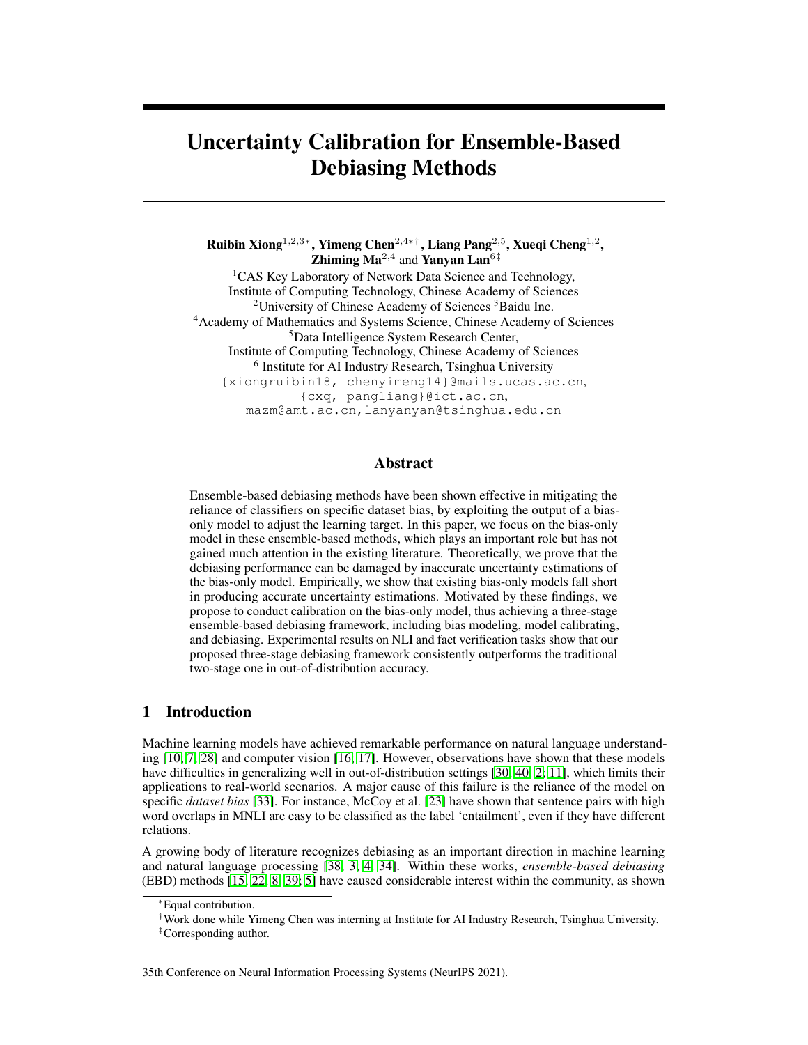# Uncertainty Calibration for Ensemble-Based Debiasing Methods

**Ruibin Xiong**[1,2,3*], **Yimeng Chen**[2,4*†], **Liang Pang**[2,5], **Xueqi Cheng**[1,2], **Zhiming Ma**[2,4] and **Yanyan Lan**[6‡]

[1]CAS Key Laboratory of Network Data Science and Technology, Institute of Computing Technology, Chinese Academy of Sciences
[2]University of Chinese Academy of Sciences [3]Baidu Inc.
[4]Academy of Mathematics and Systems Science, Chinese Academy of Sciences
[5]Data Intelligence System Research Center, Institute of Computing Technology, Chinese Academy of Sciences
[6] Institute for AI Industry Research, Tsinghua University
{xiongruibin18, chenyimeng14}@mails.ucas.ac.cn, {cxq, pangliang}@ict.ac.cn, mazm@amt.ac.cn, lanyanyan@tsinghua.edu.cn

## Abstract

Ensemble-based debiasing methods have been shown effective in mitigating the reliance of classifiers on specific dataset bias, by exploiting the output of a bias-only model to adjust the learning target. In this paper, we focus on the bias-only model in these ensemble-based methods, which plays an important role but has not gained much attention in the existing literature. Theoretically, we prove that the debiasing performance can be damaged by inaccurate uncertainty estimations of the bias-only model. Empirically, we show that existing bias-only models fall short in producing accurate uncertainty estimations. Motivated by these findings, we propose to conduct calibration on the bias-only model, thus achieving a three-stage ensemble-based debiasing framework, including bias modeling, model calibrating, and debiasing. Experimental results on NLI and fact verification tasks show that our proposed three-stage debiasing framework consistently outperforms the traditional two-stage one in out-of-distribution accuracy.

## 1 Introduction

Machine learning models have achieved remarkable performance on natural language understanding [10, 7, 28] and computer vision [16, 17]. However, observations have shown that these models have difficulties in generalizing well in out-of-distribution settings [30, 40, 2, 11], which limits their applications to real-world scenarios. A major cause of this failure is the reliance of the model on specific *dataset bias* [33]. For instance, McCoy et al. [23] have shown that sentence pairs with high word overlaps in MNLI are easy to be classified as the label 'entailment', even if they have different relations.

A growing body of literature recognizes debiasing as an important direction in machine learning and natural language processing [38, 3, 4, 34]. Within these works, *ensemble-based debiasing* (EBD) methods [15, 22, 8, 39, 5] have caused considerable interest within the community, as shown

*Equal contribution.
†Work done while Yimeng Chen was interning at Institute for AI Industry Research, Tsinghua University.
‡Corresponding author.

35th Conference on Neural Information Processing Systems (NeurIPS 2021).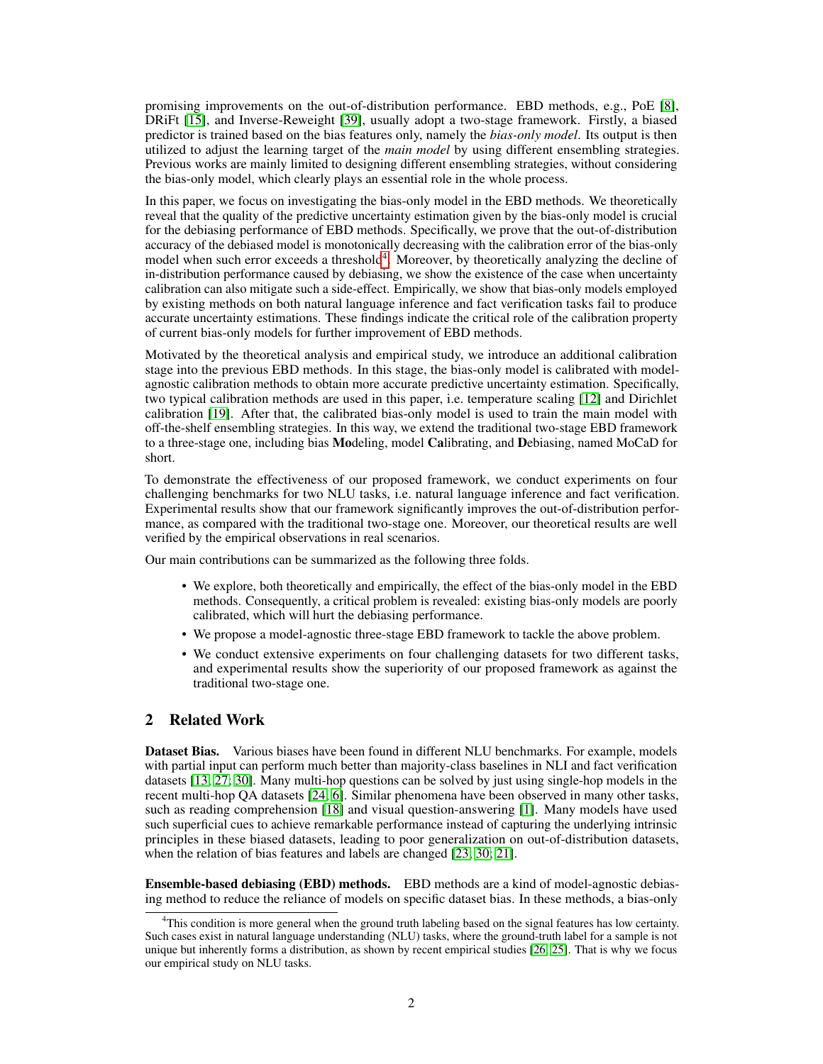promising improvements on the out-of-distribution performance. EBD methods, e.g., PoE [8], DRiFt [15], and Inverse-Reweight [39], usually adopt a two-stage framework. Firstly, a biased predictor is trained based on the bias features only, namely the *bias-only model*. Its output is then utilized to adjust the learning target of the *main model* by using different ensembling strategies. Previous works are mainly limited to designing different ensembling strategies, without considering the bias-only model, which clearly plays an essential role in the whole process.

In this paper, we focus on investigating the bias-only model in the EBD methods. We theoretically reveal that the quality of the predictive uncertainty estimation given by the bias-only model is crucial for the debiasing performance of EBD methods. Specifically, we prove that the out-of-distribution accuracy of the debiased model is monotonically decreasing with the calibration error of the bias-only model when such error exceeds a threshold[4]. Moreover, by theoretically analyzing the decline of in-distribution performance caused by debiasing, we show the existence of the case when uncertainty calibration can also mitigate such a side-effect. Empirically, we show that bias-only models employed by existing methods on both natural language inference and fact verification tasks fail to produce accurate uncertainty estimations. These findings indicate the critical role of the calibration property of current bias-only models for further improvement of EBD methods.

Motivated by the theoretical analysis and empirical study, we introduce an additional calibration stage into the previous EBD methods. In this stage, the bias-only model is calibrated with model-agnostic calibration methods to obtain more accurate predictive uncertainty estimation. Specifically, two typical calibration methods are used in this paper, i.e. temperature scaling [12] and Dirichlet calibration [19]. After that, the calibrated bias-only model is used to train the main model with off-the-shelf ensembling strategies. In this way, we extend the traditional two-stage EBD framework to a three-stage one, including bias **Mo**deling, model **Ca**librating, and **D**ebiasing, named MoCaD for short.

To demonstrate the effectiveness of our proposed framework, we conduct experiments on four challenging benchmarks for two NLU tasks, i.e. natural language inference and fact verification. Experimental results show that our framework significantly improves the out-of-distribution performance, as compared with the traditional two-stage one. Moreover, our theoretical results are well verified by the empirical observations in real scenarios.

Our main contributions can be summarized as the following three folds.

- We explore, both theoretically and empirically, the effect of the bias-only model in the EBD methods. Consequently, a critical problem is revealed: existing bias-only models are poorly calibrated, which will hurt the debiasing performance.
- We propose a model-agnostic three-stage EBD framework to tackle the above problem.
- We conduct extensive experiments on four challenging datasets for two different tasks, and experimental results show the superiority of our proposed framework as against the traditional two-stage one.

## 2 Related Work

**Dataset Bias.** Various biases have been found in different NLU benchmarks. For example, models with partial input can perform much better than majority-class baselines in NLI and fact verification datasets [13; 27; 30]. Many multi-hop questions can be solved by just using single-hop models in the recent multi-hop QA datasets [24; 6]. Similar phenomena have been observed in many other tasks, such as reading comprehension [18] and visual question-answering [1]. Many models have used such superficial cues to achieve remarkable performance instead of capturing the underlying intrinsic principles in these biased datasets, leading to poor generalization on out-of-distribution datasets, when the relation of bias features and labels are changed [23; 30; 21].

**Ensemble-based debiasing (EBD) methods.** EBD methods are a kind of model-agnostic debiasing method to reduce the reliance of models on specific dataset bias. In these methods, a bias-only

[4] This condition is more general when the ground truth labeling based on the signal features has low certainty. Such cases exist in natural language understanding (NLU) tasks, where the ground-truth label for a sample is not unique but inherently forms a distribution, as shown by recent empirical studies [26; 25]. That is why we focus our empirical study on NLU tasks.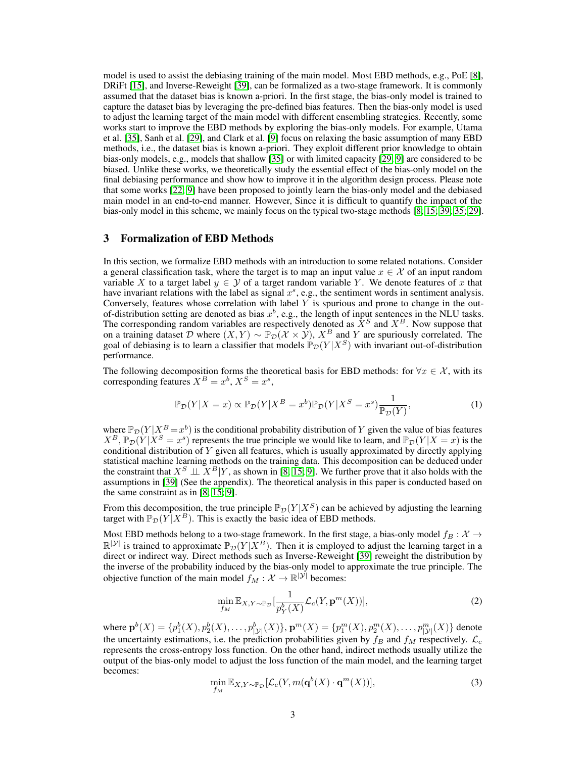model is used to assist the debiasing training of the main model. Most EBD methods, e.g., PoE [8], DRiFt [15], and Inverse-Reweight [39], can be formalized as a two-stage framework. It is commonly assumed that the dataset bias is known a-priori. In the first stage, the bias-only model is trained to capture the dataset bias by leveraging the pre-defined bias features. Then the bias-only model is used to adjust the learning target of the main model with different ensembling strategies. Recently, some works start to improve the EBD methods by exploring the bias-only models. For example, Utama et al. [35], Sanh et al. [29], and Clark et al. [9] focus on relaxing the basic assumption of many EBD methods, i.e., the dataset bias is known a-priori. They exploit different prior knowledge to obtain bias-only models, e.g., models that shallow [35] or with limited capacity [29, 9] are considered to be biased. Unlike these works, we theoretically study the essential effect of the bias-only model on the final debiasing performance and show how to improve it in the algorithm design process. Please note that some works [22, 9] have been proposed to jointly learn the bias-only model and the debiased main model in an end-to-end manner. However, Since it is difficult to quantify the impact of the bias-only model in this scheme, we mainly focus on the typical two-stage methods [8, 15, 39, 35, 29].

## 3 Formalization of EBD Methods

In this section, we formalize EBD methods with an introduction to some related notations. Consider a general classification task, where the target is to map an input value $x \in \mathcal{X}$ of an input random variable $X$ to a target label $y \in \mathcal{Y}$ of a target random variable $Y$. We denote features of $x$ that have invariant relations with the label as signal $x^s$, e.g., the sentiment words in sentiment analysis. Conversely, features whose correlation with label $Y$ is spurious and prone to change in the out-of-distribution setting are denoted as bias $x^b$, e.g., the length of input sentences in the NLU tasks. The corresponding random variables are respectively denoted as $X^S$ and $X^B$. Now suppose that on a training dataset $\mathcal{D}$ where $(X, Y) \sim \mathbb{P}_{\mathcal{D}}(\mathcal{X} \times \mathcal{Y})$, $X^B$ and $Y$ are spuriously correlated. The goal of debiasing is to learn a classifier that models $\mathbb{P}_{\mathcal{D}}(Y|X^S)$ with invariant out-of-distribution performance.

The following decomposition forms the theoretical basis for EBD methods: for $\forall x \in \mathcal{X}$, with its corresponding features $X^B = x^b, X^S = x^s$,

$$\mathbb{P}_{\mathcal{D}}(Y|X = x) \propto \mathbb{P}_{\mathcal{D}}(Y|X^B = x^b)\mathbb{P}_{\mathcal{D}}(Y|X^S = x^s)\frac{1}{\mathbb{P}_{\mathcal{D}}(Y)}, \tag{1}$$

where $\mathbb{P}_{\mathcal{D}}(Y|X^B = x^b)$ is the conditional probability distribution of $Y$ given the value of bias features $X^B$, $\mathbb{P}_{\mathcal{D}}(Y|X^S = x^s)$ represents the true principle we would like to learn, and $\mathbb{P}_{\mathcal{D}}(Y|X = x)$ is the conditional distribution of $Y$ given all features, which is usually approximated by directly applying statistical machine learning methods on the training data. This decomposition can be deduced under the constraint that $X^S \perp\!\!\!\perp X^B|Y$, as shown in [8, 15, 9]. We further prove that it also holds with the assumptions in [39] (See the appendix). The theoretical analysis in this paper is conducted based on the same constraint as in [8, 15, 9].

From this decomposition, the true principle $\mathbb{P}_{\mathcal{D}}(Y|X^S)$ can be achieved by adjusting the learning target with $\mathbb{P}_{\mathcal{D}}(Y|X^B)$. This is exactly the basic idea of EBD methods.

Most EBD methods belong to a two-stage framework. In the first stage, a bias-only model $f_B : \mathcal{X} \to \mathbb{R}^{|\mathcal{Y}|}$ is trained to approximate $\mathbb{P}_{\mathcal{D}}(Y|X^B)$. Then it is employed to adjust the learning target in a direct or indirect way. Direct methods such as Inverse-Reweight [39] reweight the distribution by the inverse of the probability induced by the bias-only model to approximate the true principle. The objective function of the main model $f_M : \mathcal{X} \to \mathbb{R}^{|\mathcal{Y}|}$ becomes:

$$\min_{f_M} \mathbb{E}_{X,Y \sim \mathbb{P}_{\mathcal{D}}}[\frac{1}{p^b_Y(X)}\mathcal{L}_c(Y, \mathbf{p}^m(X))], \tag{2}$$

where $\mathbf{p}^b(X) = \{p^b_1(X), p^b_2(X), \ldots, p^b_{|\mathcal{Y}|}(X)\}$, $\mathbf{p}^m(X) = \{p^m_1(X), p^m_2(X), \ldots, p^m_{|\mathcal{Y}|}(X)\}$ denote the uncertainty estimations, i.e. the prediction probabilities given by $f_B$ and $f_M$ respectively. $\mathcal{L}_c$ represents the cross-entropy loss function. On the other hand, indirect methods usually utilize the output of the bias-only model to adjust the loss function of the main model, and the learning target becomes:

$$\min_{f_M} \mathbb{E}_{X,Y \sim \mathbb{P}_{\mathcal{D}}}[\mathcal{L}_c(Y, m(\mathbf{q}^b(X) \cdot \mathbf{q}^m(X))], \tag{3}$$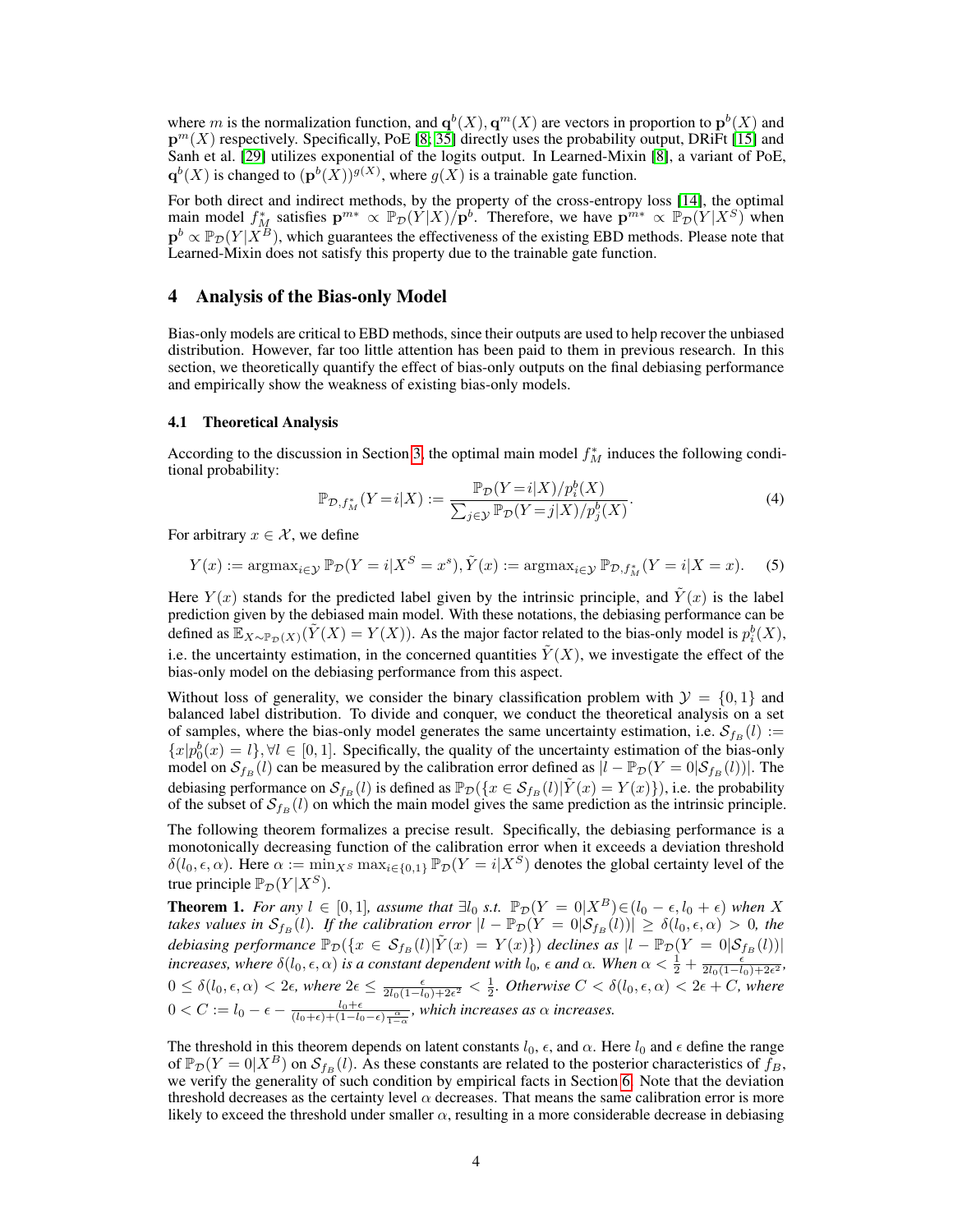where $m$ is the normalization function, and $\mathbf{q}^b(X), \mathbf{q}^m(X)$ are vectors in proportion to $\mathbf{p}^b(X)$ and $\mathbf{p}^m(X)$ respectively. Specifically, PoE [8, 35] directly uses the probability output, DRiFt [15] and Sanh et al. [29] utilizes exponential of the logits output. In Learned-Mixin [8], a variant of PoE, $\mathbf{q}^b(X)$ is changed to $(\mathbf{p}^b(X))^{g(X)}$, where $g(X)$ is a trainable gate function.

For both direct and indirect methods, by the property of the cross-entropy loss [14], the optimal main model $f_M^*$ satisfies $\mathbf{p}^{m*} \propto \mathbb{P}_\mathcal{D}(Y|X)/\mathbf{p}^b$. Therefore, we have $\mathbf{p}^{m*} \propto \mathbb{P}_\mathcal{D}(Y|X^S)$ when $\mathbf{p}^b \propto \mathbb{P}_\mathcal{D}(Y|X^B)$, which guarantees the effectiveness of the existing EBD methods. Please note that Learned-Mixin does not satisfy this property due to the trainable gate function.

## 4 Analysis of the Bias-only Model

Bias-only models are critical to EBD methods, since their outputs are used to help recover the unbiased distribution. However, far too little attention has been paid to them in previous research. In this section, we theoretically quantify the effect of bias-only outputs on the final debiasing performance and empirically show the weakness of existing bias-only models.

### 4.1 Theoretical Analysis

According to the discussion in Section 3, the optimal main model $f_M^*$ induces the following conditional probability:

$$\mathbb{P}_{\mathcal{D},f_M^*}(Y=i|X) := \frac{\mathbb{P}_\mathcal{D}(Y=i|X)/p_i^b(X)}{\sum_{j\in\mathcal{Y}} \mathbb{P}_\mathcal{D}(Y=j|X)/p_j^b(X)}. \tag{4}$$

For arbitrary $x \in \mathcal{X}$, we define

$$Y(x) := \text{argmax}_{i\in\mathcal{Y}}\, \mathbb{P}_\mathcal{D}(Y=i|X^S=x^s), \tilde{Y}(x) := \text{argmax}_{i\in\mathcal{Y}}\, \mathbb{P}_{\mathcal{D},f_M^*}(Y=i|X=x). \tag{5}$$

Here $Y(x)$ stands for the predicted label given by the intrinsic principle, and $\tilde{Y}(x)$ is the label prediction given by the debiased main model. With these notations, the debiasing performance can be defined as $\mathbb{E}_{X\sim\mathbb{P}_\mathcal{D}(X)}(\tilde{Y}(X) = Y(X))$. As the major factor related to the bias-only model is $p_i^b(X)$, i.e. the uncertainty estimation, in the concerned quantities $\tilde{Y}(X)$, we investigate the effect of the bias-only model on the debiasing performance from this aspect.

Without loss of generality, we consider the binary classification problem with $\mathcal{Y} = \{0, 1\}$ and balanced label distribution. To divide and conquer, we conduct the theoretical analysis on a set of samples, where the bias-only model generates the same uncertainty estimation, i.e. $\mathcal{S}_{f_B}(l) := \{x|p_0^b(x) = l\}, \forall l \in [0, 1]$. Specifically, the quality of the uncertainty estimation of the bias-only model on $\mathcal{S}_{f_B}(l)$ can be measured by the calibration error defined as $|l - \mathbb{P}_\mathcal{D}(Y = 0|\mathcal{S}_{f_B}(l))|$. The debiasing performance on $\mathcal{S}_{f_B}(l)$ is defined as $\mathbb{P}_\mathcal{D}(\{x \in \mathcal{S}_{f_B}(l)|\tilde{Y}(x) = Y(x)\})$, i.e. the probability of the subset of $\mathcal{S}_{f_B}(l)$ on which the main model gives the same prediction as the intrinsic principle.

The following theorem formalizes a precise result. Specifically, the debiasing performance is a monotonically decreasing function of the calibration error when it exceeds a deviation threshold $\delta(l_0, \epsilon, \alpha)$. Here $\alpha := \min_{X^S} \max_{i\in\{0,1\}} \mathbb{P}_\mathcal{D}(Y = i|X^S)$ denotes the global certainty level of the true principle $\mathbb{P}_\mathcal{D}(Y|X^S)$.

**Theorem 1.** *For any $l \in [0, 1]$, assume that $\exists l_0$ s.t. $\mathbb{P}_\mathcal{D}(Y = 0|X^B) \in (l_0 - \epsilon, l_0 + \epsilon)$ when $X$ takes values in $\mathcal{S}_{f_B}(l)$. If the calibration error $|l - \mathbb{P}_\mathcal{D}(Y = 0|\mathcal{S}_{f_B}(l))| \geq \delta(l_0, \epsilon, \alpha) > 0$, the debiasing performance $\mathbb{P}_\mathcal{D}(\{x \in \mathcal{S}_{f_B}(l)|\tilde{Y}(x) = Y(x)\})$ declines as $|l - \mathbb{P}_\mathcal{D}(Y = 0|\mathcal{S}_{f_B}(l))|$ increases, where $\delta(l_0, \epsilon, \alpha)$ is a constant dependent with $l_0$, $\epsilon$ and $\alpha$. When $\alpha < \frac{1}{2} + \frac{\epsilon}{2l_0(1-l_0)+2\epsilon^2}$, $0 \leq \delta(l_0, \epsilon, \alpha) < 2\epsilon$, where $2\epsilon \leq \frac{\epsilon}{2l_0(1-l_0)+2\epsilon^2} < \frac{1}{2}$. Otherwise $C < \delta(l_0, \epsilon, \alpha) < 2\epsilon + C$, where $0 < C := l_0 - \epsilon - \frac{l_0+\epsilon}{(l_0+\epsilon)+(1-l_0-\epsilon)\frac{\alpha}{1-\alpha}}$, which increases as $\alpha$ increases.*

The threshold in this theorem depends on latent constants $l_0$, $\epsilon$, and $\alpha$. Here $l_0$ and $\epsilon$ define the range of $\mathbb{P}_\mathcal{D}(Y = 0|X^B)$ on $\mathcal{S}_{f_B}(l)$. As these constants are related to the posterior characteristics of $f_B$, we verify the generality of such condition by empirical facts in Section 6. Note that the deviation threshold decreases as the certainty level $\alpha$ decreases. That means the same calibration error is more likely to exceed the threshold under smaller $\alpha$, resulting in a more considerable decrease in debiasing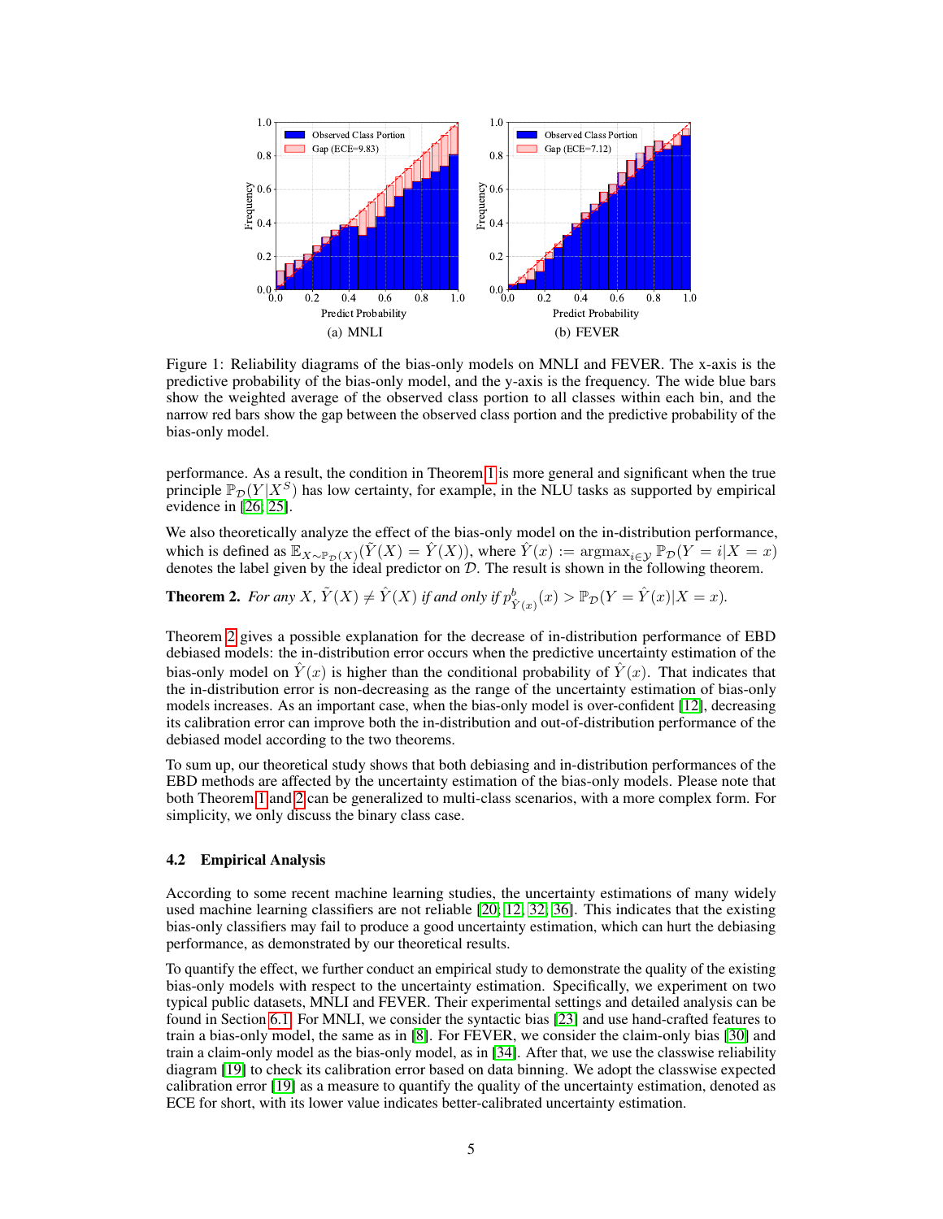Figure 1: Reliability diagrams of the bias-only models on MNLI and FEVER. The x-axis is the predictive probability of the bias-only model, and the y-axis is the frequency. The wide blue bars show the weighted average of the observed class portion to all classes within each bin, and the narrow red bars show the gap between the observed class portion and the predictive probability of the bias-only model.

performance. As a result, the condition in Theorem 1 is more general and significant when the true principle $\mathbb{P}_\mathcal{D}(Y|X^S)$ has low certainty, for example, in the NLU tasks as supported by empirical evidence in [26; 25].

We also theoretically analyze the effect of the bias-only model on the in-distribution performance, which is defined as $\mathbb{E}_{X\sim\mathbb{P}_\mathcal{D}(X)}(\tilde{Y}(X) = \hat{Y}(X))$, where $\hat{Y}(x) := \text{argmax}_{i\in\mathcal{Y}}\, \mathbb{P}_\mathcal{D}(Y = i|X = x)$ denotes the label given by the ideal predictor on $\mathcal{D}$. The result is shown in the following theorem.

**Theorem 2.** *For any $X$, $\tilde{Y}(X) \neq \hat{Y}(X)$ if and only if $p^b_{\hat{Y}(x)}(x) > \mathbb{P}_\mathcal{D}(Y = \hat{Y}(x)|X = x)$.*

Theorem 2 gives a possible explanation for the decrease of in-distribution performance of EBD debiased models: the in-distribution error occurs when the predictive uncertainty estimation of the bias-only model on $\hat{Y}(x)$ is higher than the conditional probability of $\hat{Y}(x)$. That indicates that the in-distribution error is non-decreasing as the range of the uncertainty estimation of bias-only models increases. As an important case, when the bias-only model is over-confident [12], decreasing its calibration error can improve both the in-distribution and out-of-distribution performance of the debiased model according to the two theorems.

To sum up, our theoretical study shows that both debiasing and in-distribution performances of the EBD methods are affected by the uncertainty estimation of the bias-only models. Please note that both Theorem 1 and 2 can be generalized to multi-class scenarios, with a more complex form. For simplicity, we only discuss the binary class case.

### 4.2 Empirical Analysis

According to some recent machine learning studies, the uncertainty estimations of many widely used machine learning classifiers are not reliable [20; 12; 32; 36]. This indicates that the existing bias-only classifiers may fail to produce a good uncertainty estimation, which can hurt the debiasing performance, as demonstrated by our theoretical results.

To quantify the effect, we further conduct an empirical study to demonstrate the quality of the existing bias-only models with respect to the uncertainty estimation. Specifically, we experiment on two typical public datasets, MNLI and FEVER. Their experimental settings and detailed analysis can be found in Section 6.1. For MNLI, we consider the syntactic bias [23] and use hand-crafted features to train a bias-only model, the same as in [8]. For FEVER, we consider the claim-only bias [30] and train a claim-only model as the bias-only model, as in [34]. After that, we use the classwise reliability diagram [19] to check its calibration error based on data binning. We adopt the classwise expected calibration error [19] as a measure to quantify the quality of the uncertainty estimation, denoted as ECE for short, with its lower value indicates better-calibrated uncertainty estimation.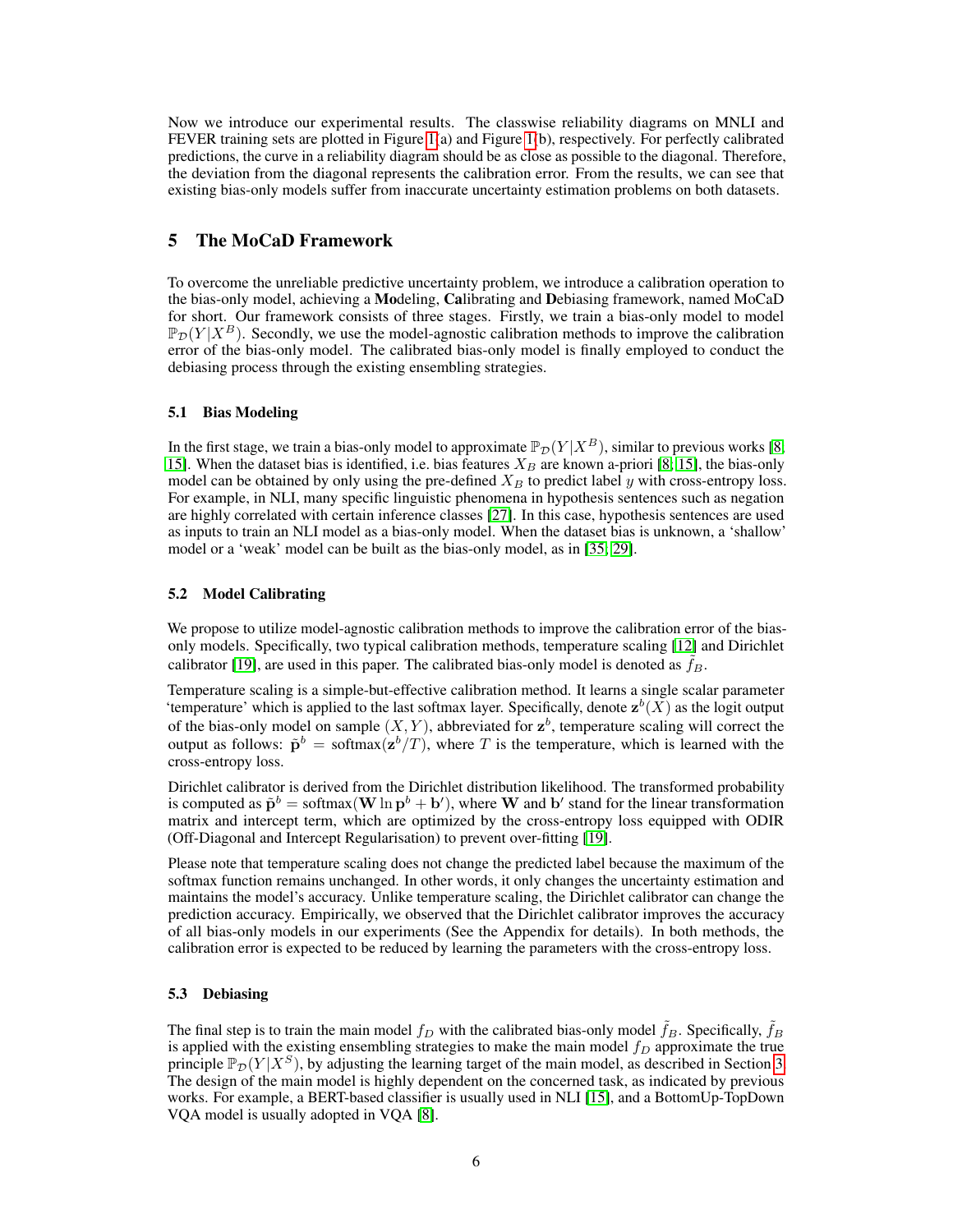Now we introduce our experimental results. The classwise reliability diagrams on MNLI and FEVER training sets are plotted in Figure 1(a) and Figure 1(b), respectively. For perfectly calibrated predictions, the curve in a reliability diagram should be as close as possible to the diagonal. Therefore, the deviation from the diagonal represents the calibration error. From the results, we can see that existing bias-only models suffer from inaccurate uncertainty estimation problems on both datasets.

## 5 The MoCaD Framework

To overcome the unreliable predictive uncertainty problem, we introduce a calibration operation to the bias-only model, achieving a **Mo**deling, **Ca**librating and **D**ebiasing framework, named MoCaD for short. Our framework consists of three stages. Firstly, we train a bias-only model to model $\mathbb{P}_{\mathcal{D}}(Y|X^B)$. Secondly, we use the model-agnostic calibration methods to improve the calibration error of the bias-only model. The calibrated bias-only model is finally employed to conduct the debiasing process through the existing ensembling strategies.

### 5.1 Bias Modeling

In the first stage, we train a bias-only model to approximate $\mathbb{P}_{\mathcal{D}}(Y|X^B)$, similar to previous works [8, 15]. When the dataset bias is identified, i.e. bias features $X_B$ are known a-priori [8, 15], the bias-only model can be obtained by only using the pre-defined $X_B$ to predict label $y$ with cross-entropy loss. For example, in NLI, many specific linguistic phenomena in hypothesis sentences such as negation are highly correlated with certain inference classes [27]. In this case, hypothesis sentences are used as inputs to train an NLI model as a bias-only model. When the dataset bias is unknown, a 'shallow' model or a 'weak' model can be built as the bias-only model, as in [35, 29].

### 5.2 Model Calibrating

We propose to utilize model-agnostic calibration methods to improve the calibration error of the bias-only models. Specifically, two typical calibration methods, temperature scaling [12] and Dirichlet calibrator [19], are used in this paper. The calibrated bias-only model is denoted as $\tilde{f}_B$.

Temperature scaling is a simple-but-effective calibration method. It learns a single scalar parameter 'temperature' which is applied to the last softmax layer. Specifically, denote $\mathbf{z}^b(X)$ as the logit output of the bias-only model on sample $(X, Y)$, abbreviated for $\mathbf{z}^b$, temperature scaling will correct the output as follows: $\tilde{\mathbf{p}}^b = \text{softmax}(\mathbf{z}^b/T)$, where $T$ is the temperature, which is learned with the cross-entropy loss.

Dirichlet calibrator is derived from the Dirichlet distribution likelihood. The transformed probability is computed as $\tilde{\mathbf{p}}^b = \text{softmax}(\mathbf{W} \ln \mathbf{p}^b + \mathbf{b}')$, where $\mathbf{W}$ and $\mathbf{b}'$ stand for the linear transformation matrix and intercept term, which are optimized by the cross-entropy loss equipped with ODIR (Off-Diagonal and Intercept Regularisation) to prevent over-fitting [19].

Please note that temperature scaling does not change the predicted label because the maximum of the softmax function remains unchanged. In other words, it only changes the uncertainty estimation and maintains the model's accuracy. Unlike temperature scaling, the Dirichlet calibrator can change the prediction accuracy. Empirically, we observed that the Dirichlet calibrator improves the accuracy of all bias-only models in our experiments (See the Appendix for details). In both methods, the calibration error is expected to be reduced by learning the parameters with the cross-entropy loss.

### 5.3 Debiasing

The final step is to train the main model $f_D$ with the calibrated bias-only model $\tilde{f}_B$. Specifically, $\tilde{f}_B$ is applied with the existing ensembling strategies to make the main model $f_D$ approximate the true principle $\mathbb{P}_{\mathcal{D}}(Y|X^S)$, by adjusting the learning target of the main model, as described in Section 3. The design of the main model is highly dependent on the concerned task, as indicated by previous works. For example, a BERT-based classifier is usually used in NLI [15], and a BottomUp-TopDown VQA model is usually adopted in VQA [8].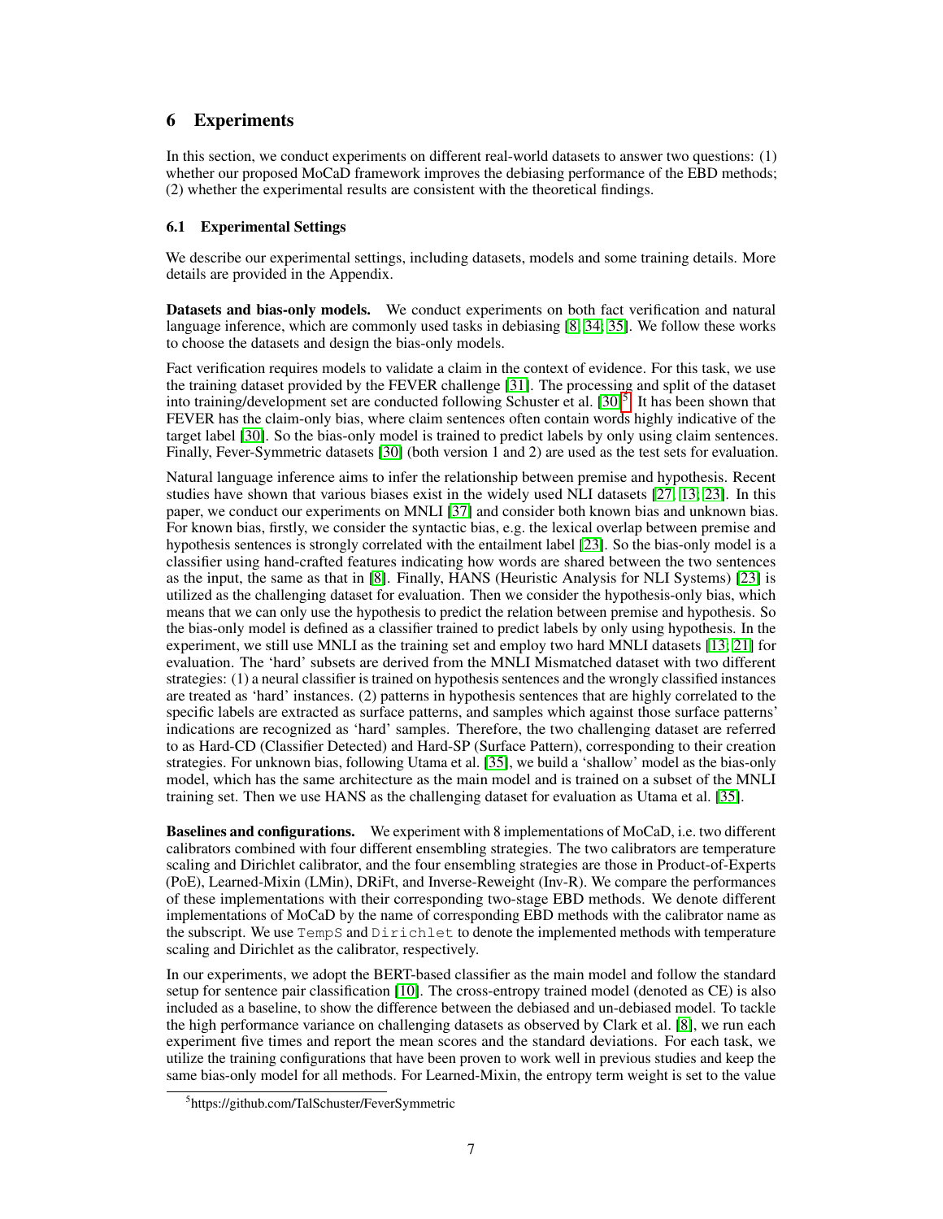# 6 Experiments

In this section, we conduct experiments on different real-world datasets to answer two questions: (1) whether our proposed MoCaD framework improves the debiasing performance of the EBD methods; (2) whether the experimental results are consistent with the theoretical findings.

## 6.1 Experimental Settings

We describe our experimental settings, including datasets, models and some training details. More details are provided in the Appendix.

**Datasets and bias-only models.** We conduct experiments on both fact verification and natural language inference, which are commonly used tasks in debiasing [8; 34; 35]. We follow these works to choose the datasets and design the bias-only models.

Fact verification requires models to validate a claim in the context of evidence. For this task, we use the training dataset provided by the FEVER challenge [31]. The processing and split of the dataset into training/development set are conducted following Schuster et al. [30][5]. It has been shown that FEVER has the claim-only bias, where claim sentences often contain words highly indicative of the target label [30]. So the bias-only model is trained to predict labels by only using claim sentences. Finally, Fever-Symmetric datasets [30] (both version 1 and 2) are used as the test sets for evaluation.

Natural language inference aims to infer the relationship between premise and hypothesis. Recent studies have shown that various biases exist in the widely used NLI datasets [27; 13; 23]. In this paper, we conduct our experiments on MNLI [37] and consider both known bias and unknown bias. For known bias, firstly, we consider the syntactic bias, e.g. the lexical overlap between premise and hypothesis sentences is strongly correlated with the entailment label [23]. So the bias-only model is a classifier using hand-crafted features indicating how words are shared between the two sentences as the input, the same as that in [8]. Finally, HANS (Heuristic Analysis for NLI Systems) [23] is utilized as the challenging dataset for evaluation. Then we consider the hypothesis-only bias, which means that we can only use the hypothesis to predict the relation between premise and hypothesis. So the bias-only model is defined as a classifier trained to predict labels by only using hypothesis. In the experiment, we still use MNLI as the training set and employ two hard MNLI datasets [13; 21] for evaluation. The 'hard' subsets are derived from the MNLI Mismatched dataset with two different strategies: (1) a neural classifier is trained on hypothesis sentences and the wrongly classified instances are treated as 'hard' instances. (2) patterns in hypothesis sentences that are highly correlated to the specific labels are extracted as surface patterns, and samples which against those surface patterns' indications are recognized as 'hard' samples. Therefore, the two challenging dataset are referred to as Hard-CD (Classifier Detected) and Hard-SP (Surface Pattern), corresponding to their creation strategies. For unknown bias, following Utama et al. [35], we build a 'shallow' model as the bias-only model, which has the same architecture as the main model and is trained on a subset of the MNLI training set. Then we use HANS as the challenging dataset for evaluation as Utama et al. [35].

**Baselines and configurations.** We experiment with 8 implementations of MoCaD, i.e. two different calibrators combined with four different ensembling strategies. The two calibrators are temperature scaling and Dirichlet calibrator, and the four ensembling strategies are those in Product-of-Experts (PoE), Learned-Mixin (LMin), DRiFt, and Inverse-Reweight (Inv-R). We compare the performances of these implementations with their corresponding two-stage EBD methods. We denote different implementations of MoCaD by the name of corresponding EBD methods with the calibrator name as the subscript. We use `TempS` and `Dirichlet` to denote the implemented methods with temperature scaling and Dirichlet as the calibrator, respectively.

In our experiments, we adopt the BERT-based classifier as the main model and follow the standard setup for sentence pair classification [10]. The cross-entropy trained model (denoted as CE) is also included as a baseline, to show the difference between the debiased and un-debiased model. To tackle the high performance variance on challenging datasets as observed by Clark et al. [8], we run each experiment five times and report the mean scores and the standard deviations. For each task, we utilize the training configurations that have been proven to work well in previous studies and keep the same bias-only model for all methods. For Learned-Mixin, the entropy term weight is set to the value

[5] https://github.com/TalSchuster/FeverSymmetric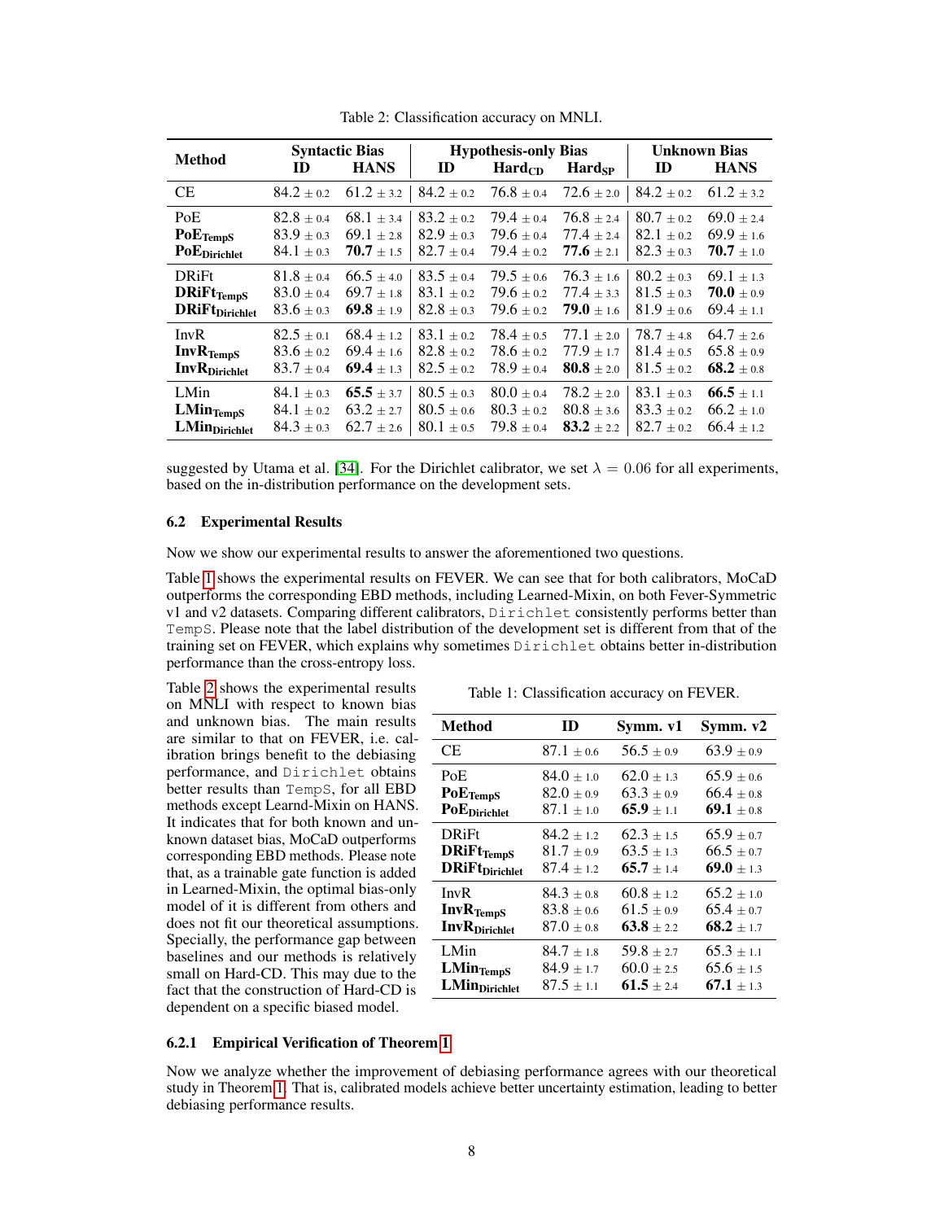Table 2: Classification accuracy on MNLI.

| Method | Syntactic Bias | | Hypothesis-only Bias | | | Unknown Bias | |
|---|---|---|---|---|---|---|---|
| | ID | HANS | ID | $\text{Hard}_{\text{CD}}$ | $\text{Hard}_{\text{SP}}$ | ID | HANS |
| CE | 84.2 $\pm$ 0.2 | 61.2 $\pm$ 3.2 | 84.2 $\pm$ 0.2 | 76.8 $\pm$ 0.4 | 72.6 $\pm$ 2.0 | 84.2 $\pm$ 0.2 | 61.2 $\pm$ 3.2 |
| PoE | 82.8 $\pm$ 0.4 | 68.1 $\pm$ 3.4 | 83.2 $\pm$ 0.2 | 79.4 $\pm$ 0.4 | 76.8 $\pm$ 2.4 | 80.7 $\pm$ 0.2 | 69.0 $\pm$ 2.4 |
| $\textbf{PoE}_{\textbf{TempS}}$ | 83.9 $\pm$ 0.3 | 69.1 $\pm$ 2.8 | 82.9 $\pm$ 0.3 | 79.6 $\pm$ 0.4 | 77.4 $\pm$ 2.4 | 82.1 $\pm$ 0.2 | 69.9 $\pm$ 1.6 |
| $\textbf{PoE}_{\textbf{Dirichlet}}$ | 84.1 $\pm$ 0.3 | **70.7** $\pm$ 1.5 | 82.7 $\pm$ 0.4 | 79.4 $\pm$ 0.2 | **77.6** $\pm$ 2.1 | 82.3 $\pm$ 0.3 | **70.7** $\pm$ 1.0 |
| DRiFt | 81.8 $\pm$ 0.4 | 66.5 $\pm$ 4.0 | 83.5 $\pm$ 0.4 | 79.5 $\pm$ 0.6 | 76.3 $\pm$ 1.6 | 80.2 $\pm$ 0.3 | 69.1 $\pm$ 1.3 |
| $\textbf{DRiFt}_{\textbf{TempS}}$ | 83.0 $\pm$ 0.4 | 69.7 $\pm$ 1.8 | 83.1 $\pm$ 0.2 | 79.6 $\pm$ 0.2 | 77.4 $\pm$ 3.3 | 81.5 $\pm$ 0.3 | **70.0** $\pm$ 0.9 |
| $\textbf{DRiFt}_{\textbf{Dirichlet}}$ | 83.6 $\pm$ 0.3 | **69.8** $\pm$ 1.9 | 82.8 $\pm$ 0.3 | 79.6 $\pm$ 0.2 | **79.0** $\pm$ 1.6 | 81.9 $\pm$ 0.6 | 69.4 $\pm$ 1.1 |
| InvR | 82.5 $\pm$ 0.1 | 68.4 $\pm$ 1.2 | 83.1 $\pm$ 0.2 | 78.4 $\pm$ 0.5 | 77.1 $\pm$ 2.0 | 78.7 $\pm$ 4.8 | 64.7 $\pm$ 2.6 |
| $\textbf{InvR}_{\textbf{TempS}}$ | 83.6 $\pm$ 0.2 | 69.4 $\pm$ 1.6 | 82.8 $\pm$ 0.2 | 78.6 $\pm$ 0.2 | 77.9 $\pm$ 1.7 | 81.4 $\pm$ 0.5 | 65.8 $\pm$ 0.9 |
| $\textbf{InvR}_{\textbf{Dirichlet}}$ | 83.7 $\pm$ 0.4 | **69.4** $\pm$ 1.3 | 82.5 $\pm$ 0.2 | 78.9 $\pm$ 0.4 | **80.8** $\pm$ 2.0 | 81.5 $\pm$ 0.2 | **68.2** $\pm$ 0.8 |
| LMin | 84.1 $\pm$ 0.3 | **65.5** $\pm$ 3.7 | 80.5 $\pm$ 0.3 | 80.0 $\pm$ 0.4 | 78.2 $\pm$ 2.0 | 83.1 $\pm$ 0.3 | **66.5** $\pm$ 1.1 |
| $\textbf{LMin}_{\textbf{TempS}}$ | 84.1 $\pm$ 0.2 | 63.2 $\pm$ 2.7 | 80.5 $\pm$ 0.6 | 80.3 $\pm$ 0.2 | 80.8 $\pm$ 3.6 | 83.3 $\pm$ 0.2 | 66.2 $\pm$ 1.0 |
| $\textbf{LMin}_{\textbf{Dirichlet}}$ | 84.3 $\pm$ 0.3 | 62.7 $\pm$ 2.6 | 80.1 $\pm$ 0.5 | 79.8 $\pm$ 0.4 | **83.2** $\pm$ 2.2 | 82.7 $\pm$ 0.2 | 66.4 $\pm$ 1.2 |

suggested by Utama et al. [34]. For the Dirichlet calibrator, we set $\lambda = 0.06$ for all experiments, based on the in-distribution performance on the development sets.

### 6.2 Experimental Results

Now we show our experimental results to answer the aforementioned two questions.

Table 1 shows the experimental results on FEVER. We can see that for both calibrators, MoCaD outperforms the corresponding EBD methods, including Learned-Mixin, on both Fever-Symmetric v1 and v2 datasets. Comparing different calibrators, `Dirichlet` consistently performs better than `TempS`. Please note that the label distribution of the development set is different from that of the training set on FEVER, which explains why sometimes `Dirichlet` obtains better in-distribution performance than the cross-entropy loss.

Table 2 shows the experimental results on MNLI with respect to known bias and unknown bias. The main results are similar to that on FEVER, i.e. calibration brings benefit to the debiasing performance, and `Dirichlet` obtains better results than `TempS`, for all EBD methods except Learnd-Mixin on HANS. It indicates that for both known and unknown dataset bias, MoCaD outperforms corresponding EBD methods. Please note that, as a trainable gate function is added in Learned-Mixin, the optimal bias-only model of it is different from others and does not fit our theoretical assumptions. Specially, the performance gap between baselines and our methods is relatively small on Hard-CD. This may due to the fact that the construction of Hard-CD is dependent on a specific biased model.

Table 1: Classification accuracy on FEVER.

| Method | ID | Symm. v1 | Symm. v2 |
|---|---|---|---|
| CE | 87.1 $\pm$ 0.6 | 56.5 $\pm$ 0.9 | 63.9 $\pm$ 0.9 |
| PoE | 84.0 $\pm$ 1.0 | 62.0 $\pm$ 1.3 | 65.9 $\pm$ 0.6 |
| $\textbf{PoE}_{\textbf{TempS}}$ | 82.0 $\pm$ 0.9 | 63.3 $\pm$ 0.9 | 66.4 $\pm$ 0.8 |
| $\textbf{PoE}_{\textbf{Dirichlet}}$ | 87.1 $\pm$ 1.0 | **65.9** $\pm$ 1.1 | **69.1** $\pm$ 0.8 |
| DRiFt | 84.2 $\pm$ 1.2 | 62.3 $\pm$ 1.5 | 65.9 $\pm$ 0.7 |
| $\textbf{DRiFt}_{\textbf{TempS}}$ | 81.7 $\pm$ 0.9 | 63.5 $\pm$ 1.3 | 66.5 $\pm$ 0.7 |
| $\textbf{DRiFt}_{\textbf{Dirichlet}}$ | 87.4 $\pm$ 1.2 | **65.7** $\pm$ 1.4 | **69.0** $\pm$ 1.3 |
| InvR | 84.3 $\pm$ 0.8 | 60.8 $\pm$ 1.2 | 65.2 $\pm$ 1.0 |
| $\textbf{InvR}_{\textbf{TempS}}$ | 83.8 $\pm$ 0.6 | 61.5 $\pm$ 0.9 | 65.4 $\pm$ 0.7 |
| $\textbf{InvR}_{\textbf{Dirichlet}}$ | 87.0 $\pm$ 0.8 | **63.8** $\pm$ 2.2 | **68.2** $\pm$ 1.7 |
| LMin | 84.7 $\pm$ 1.8 | 59.8 $\pm$ 2.7 | 65.3 $\pm$ 1.1 |
| $\textbf{LMin}_{\textbf{TempS}}$ | 84.9 $\pm$ 1.7 | 60.0 $\pm$ 2.5 | 65.6 $\pm$ 1.5 |
| $\textbf{LMin}_{\textbf{Dirichlet}}$ | 87.5 $\pm$ 1.1 | **61.5** $\pm$ 2.4 | **67.1** $\pm$ 1.3 |

#### 6.2.1 Empirical Verification of Theorem 1

Now we analyze whether the improvement of debiasing performance agrees with our theoretical study in Theorem 1. That is, calibrated models achieve better uncertainty estimation, leading to better debiasing performance results.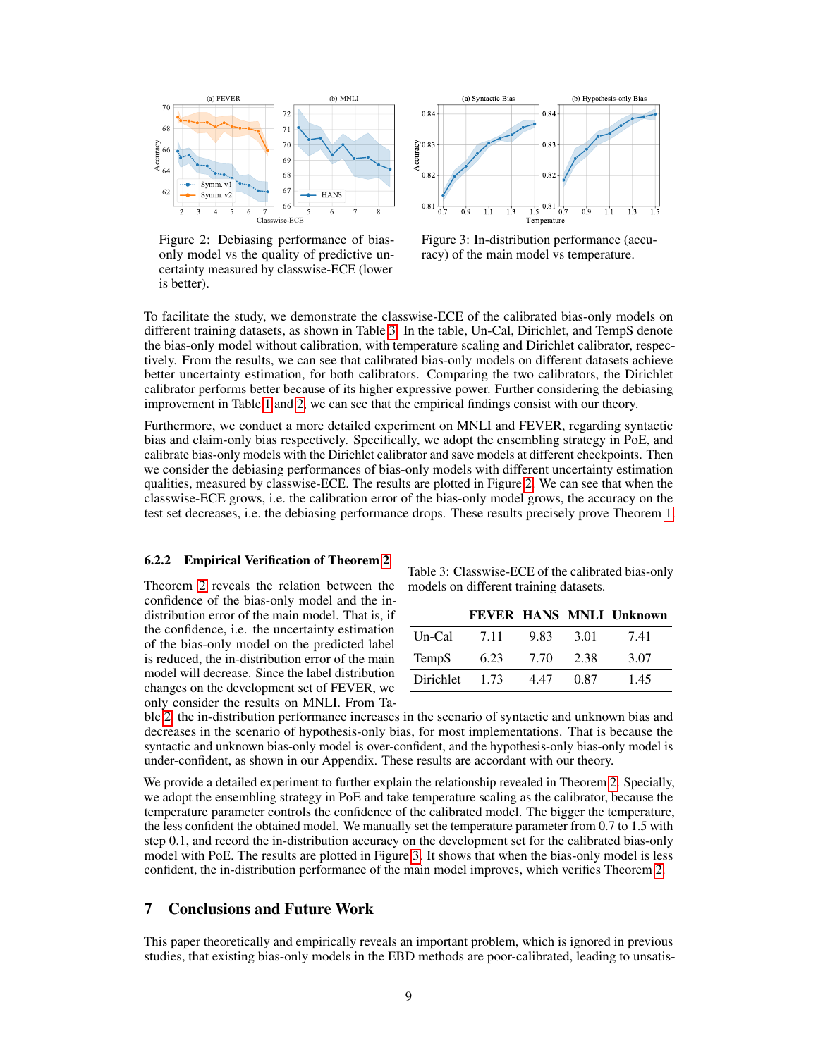Figure 2: Debiasing performance of bias-only model vs the quality of predictive uncertainty measured by classwise-ECE (lower is better).

Figure 3: In-distribution performance (accuracy) of the main model vs temperature.

To facilitate the study, we demonstrate the classwise-ECE of the calibrated bias-only models on different training datasets, as shown in Table 3. In the table, Un-Cal, Dirichlet, and TempS denote the bias-only model without calibration, with temperature scaling and Dirichlet calibrator, respectively. From the results, we can see that calibrated bias-only models on different datasets achieve better uncertainty estimation, for both calibrators. Comparing the two calibrators, the Dirichlet calibrator performs better because of its higher expressive power. Further considering the debiasing improvement in Table 1 and 2, we can see that the empirical findings consist with our theory.

Furthermore, we conduct a more detailed experiment on MNLI and FEVER, regarding syntactic bias and claim-only bias respectively. Specifically, we adopt the ensembling strategy in PoE, and calibrate bias-only models with the Dirichlet calibrator and save models at different checkpoints. Then we consider the debiasing performances of bias-only models with different uncertainty estimation qualities, measured by classwise-ECE. The results are plotted in Figure 2. We can see that when the classwise-ECE grows, i.e. the calibration error of the bias-only model grows, the accuracy on the test set decreases, i.e. the debiasing performance drops. These results precisely prove Theorem 1.

### 6.2.2 Empirical Verification of Theorem 2

Theorem 2 reveals the relation between the confidence of the bias-only model and the in-distribution error of the main model. That is, if the confidence, i.e. the uncertainty estimation of the bias-only model on the predicted label is reduced, the in-distribution error of the main model will decrease. Since the label distribution changes on the development set of FEVER, we only consider the results on MNLI. From Table 2, the in-distribution performance increases in the scenario of syntactic and unknown bias and decreases in the scenario of hypothesis-only bias, for most implementations. That is because the syntactic and unknown bias-only model is over-confident, and the hypothesis-only bias-only model is under-confident, as shown in our Appendix. These results are accordant with our theory.

Table 3: Classwise-ECE of the calibrated bias-only models on different training datasets.

| | FEVER | HANS | MNLI | Unknown |
|---|---|---|---|---|
| Un-Cal | 7.11 | 9.83 | 3.01 | 7.41 |
| TempS | 6.23 | 7.70 | 2.38 | 3.07 |
| Dirichlet | 1.73 | 4.47 | 0.87 | 1.45 |

We provide a detailed experiment to further explain the relationship revealed in Theorem 2. Specially, we adopt the ensembling strategy in PoE and take temperature scaling as the calibrator, because the temperature parameter controls the confidence of the calibrated model. The bigger the temperature, the less confident the obtained model. We manually set the temperature parameter from 0.7 to 1.5 with step 0.1, and record the in-distribution accuracy on the development set for the calibrated bias-only model with PoE. The results are plotted in Figure 3. It shows that when the bias-only model is less confident, the in-distribution performance of the main model improves, which verifies Theorem 2.

## 7 Conclusions and Future Work

This paper theoretically and empirically reveals an important problem, which is ignored in previous studies, that existing bias-only models in the EBD methods are poor-calibrated, leading to unsatis-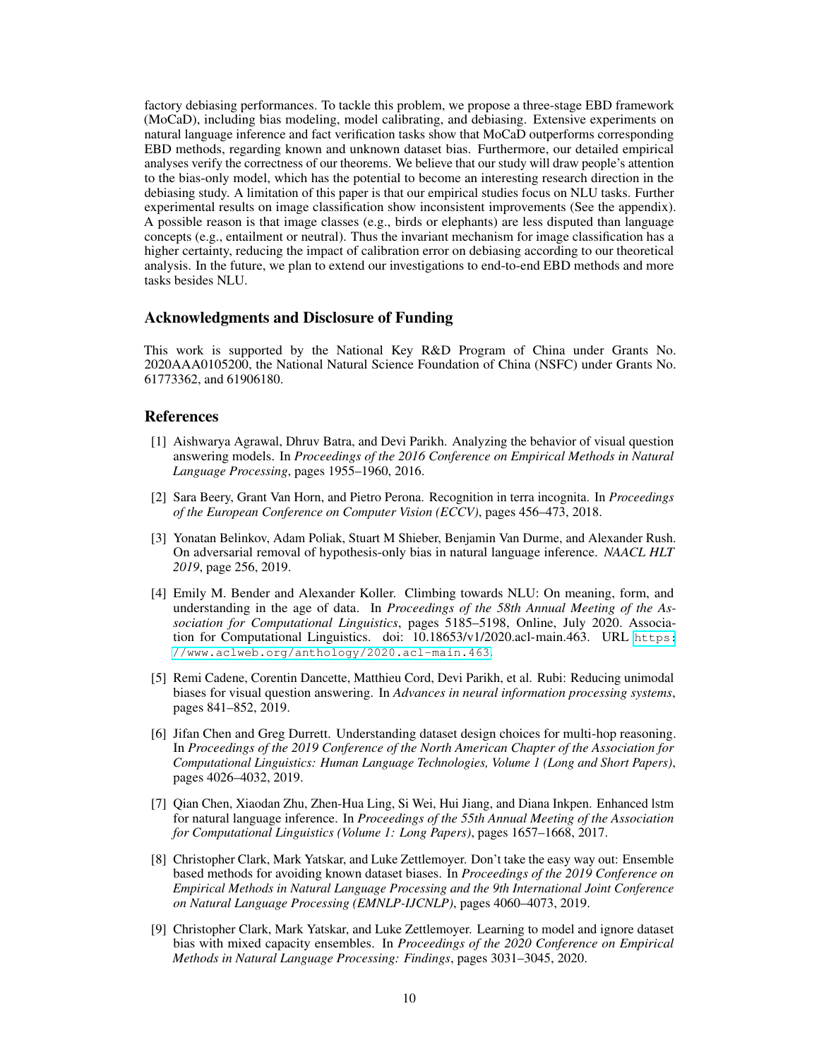factory debiasing performances. To tackle this problem, we propose a three-stage EBD framework (MoCaD), including bias modeling, model calibrating, and debiasing. Extensive experiments on natural language inference and fact verification tasks show that MoCaD outperforms corresponding EBD methods, regarding known and unknown dataset bias. Furthermore, our detailed empirical analyses verify the correctness of our theorems. We believe that our study will draw people's attention to the bias-only model, which has the potential to become an interesting research direction in the debiasing study. A limitation of this paper is that our empirical studies focus on NLU tasks. Further experimental results on image classification show inconsistent improvements (See the appendix). A possible reason is that image classes (e.g., birds or elephants) are less disputed than language concepts (e.g., entailment or neutral). Thus the invariant mechanism for image classification has a higher certainty, reducing the impact of calibration error on debiasing according to our theoretical analysis. In the future, we plan to extend our investigations to end-to-end EBD methods and more tasks besides NLU.

## Acknowledgments and Disclosure of Funding

This work is supported by the National Key R&D Program of China under Grants No. 2020AAA0105200, the National Natural Science Foundation of China (NSFC) under Grants No. 61773362, and 61906180.

## References

[1] Aishwarya Agrawal, Dhruv Batra, and Devi Parikh. Analyzing the behavior of visual question answering models. In *Proceedings of the 2016 Conference on Empirical Methods in Natural Language Processing*, pages 1955–1960, 2016.

[2] Sara Beery, Grant Van Horn, and Pietro Perona. Recognition in terra incognita. In *Proceedings of the European Conference on Computer Vision (ECCV)*, pages 456–473, 2018.

[3] Yonatan Belinkov, Adam Poliak, Stuart M Shieber, Benjamin Van Durme, and Alexander Rush. On adversarial removal of hypothesis-only bias in natural language inference. *NAACL HLT 2019*, page 256, 2019.

[4] Emily M. Bender and Alexander Koller. Climbing towards NLU: On meaning, form, and understanding in the age of data. In *Proceedings of the 58th Annual Meeting of the Association for Computational Linguistics*, pages 5185–5198, Online, July 2020. Association for Computational Linguistics. doi: 10.18653/v1/2020.acl-main.463. URL https://www.aclweb.org/anthology/2020.acl-main.463.

[5] Remi Cadene, Corentin Dancette, Matthieu Cord, Devi Parikh, et al. Rubi: Reducing unimodal biases for visual question answering. In *Advances in neural information processing systems*, pages 841–852, 2019.

[6] Jifan Chen and Greg Durrett. Understanding dataset design choices for multi-hop reasoning. In *Proceedings of the 2019 Conference of the North American Chapter of the Association for Computational Linguistics: Human Language Technologies, Volume 1 (Long and Short Papers)*, pages 4026–4032, 2019.

[7] Qian Chen, Xiaodan Zhu, Zhen-Hua Ling, Si Wei, Hui Jiang, and Diana Inkpen. Enhanced lstm for natural language inference. In *Proceedings of the 55th Annual Meeting of the Association for Computational Linguistics (Volume 1: Long Papers)*, pages 1657–1668, 2017.

[8] Christopher Clark, Mark Yatskar, and Luke Zettlemoyer. Don't take the easy way out: Ensemble based methods for avoiding known dataset biases. In *Proceedings of the 2019 Conference on Empirical Methods in Natural Language Processing and the 9th International Joint Conference on Natural Language Processing (EMNLP-IJCNLP)*, pages 4060–4073, 2019.

[9] Christopher Clark, Mark Yatskar, and Luke Zettlemoyer. Learning to model and ignore dataset bias with mixed capacity ensembles. In *Proceedings of the 2020 Conference on Empirical Methods in Natural Language Processing: Findings*, pages 3031–3045, 2020.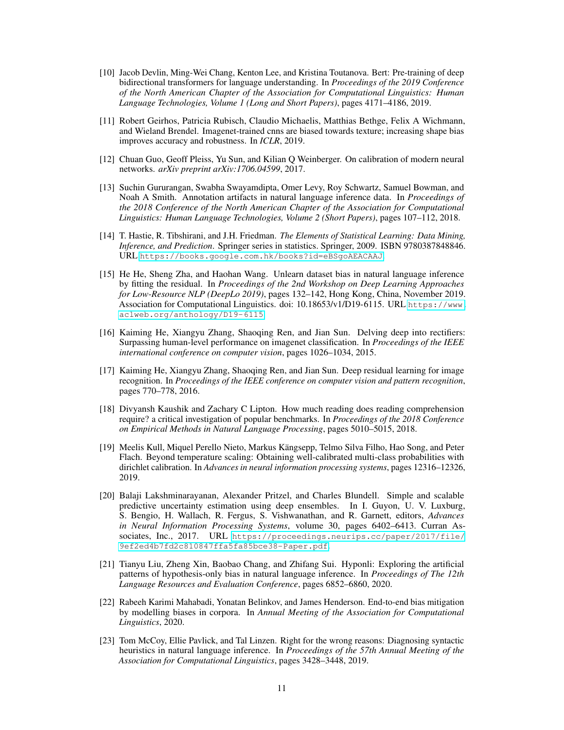[10] Jacob Devlin, Ming-Wei Chang, Kenton Lee, and Kristina Toutanova. Bert: Pre-training of deep bidirectional transformers for language understanding. In *Proceedings of the 2019 Conference of the North American Chapter of the Association for Computational Linguistics: Human Language Technologies, Volume 1 (Long and Short Papers)*, pages 4171–4186, 2019.

[11] Robert Geirhos, Patricia Rubisch, Claudio Michaelis, Matthias Bethge, Felix A Wichmann, and Wieland Brendel. Imagenet-trained cnns are biased towards texture; increasing shape bias improves accuracy and robustness. In *ICLR*, 2019.

[12] Chuan Guo, Geoff Pleiss, Yu Sun, and Kilian Q Weinberger. On calibration of modern neural networks. *arXiv preprint arXiv:1706.04599*, 2017.

[13] Suchin Gururangan, Swabha Swayamdipta, Omer Levy, Roy Schwartz, Samuel Bowman, and Noah A Smith. Annotation artifacts in natural language inference data. In *Proceedings of the 2018 Conference of the North American Chapter of the Association for Computational Linguistics: Human Language Technologies, Volume 2 (Short Papers)*, pages 107–112, 2018.

[14] T. Hastie, R. Tibshirani, and J.H. Friedman. *The Elements of Statistical Learning: Data Mining, Inference, and Prediction*. Springer series in statistics. Springer, 2009. ISBN 9780387848846. URL https://books.google.com.hk/books?id=eBSgoAEACAAJ.

[15] He He, Sheng Zha, and Haohan Wang. Unlearn dataset bias in natural language inference by fitting the residual. In *Proceedings of the 2nd Workshop on Deep Learning Approaches for Low-Resource NLP (DeepLo 2019)*, pages 132–142, Hong Kong, China, November 2019. Association for Computational Linguistics. doi: 10.18653/v1/D19-6115. URL https://www.aclweb.org/anthology/D19-6115.

[16] Kaiming He, Xiangyu Zhang, Shaoqing Ren, and Jian Sun. Delving deep into rectifiers: Surpassing human-level performance on imagenet classification. In *Proceedings of the IEEE international conference on computer vision*, pages 1026–1034, 2015.

[17] Kaiming He, Xiangyu Zhang, Shaoqing Ren, and Jian Sun. Deep residual learning for image recognition. In *Proceedings of the IEEE conference on computer vision and pattern recognition*, pages 770–778, 2016.

[18] Divyansh Kaushik and Zachary C Lipton. How much reading does reading comprehension require? a critical investigation of popular benchmarks. In *Proceedings of the 2018 Conference on Empirical Methods in Natural Language Processing*, pages 5010–5015, 2018.

[19] Meelis Kull, Miquel Perello Nieto, Markus Kängsepp, Telmo Silva Filho, Hao Song, and Peter Flach. Beyond temperature scaling: Obtaining well-calibrated multi-class probabilities with dirichlet calibration. In *Advances in neural information processing systems*, pages 12316–12326, 2019.

[20] Balaji Lakshminarayanan, Alexander Pritzel, and Charles Blundell. Simple and scalable predictive uncertainty estimation using deep ensembles. In I. Guyon, U. V. Luxburg, S. Bengio, H. Wallach, R. Fergus, S. Vishwanathan, and R. Garnett, editors, *Advances in Neural Information Processing Systems*, volume 30, pages 6402–6413. Curran Associates, Inc., 2017. URL https://proceedings.neurips.cc/paper/2017/file/9ef2ed4b7fd2c810847ffa5fa85bce38-Paper.pdf.

[21] Tianyu Liu, Zheng Xin, Baobao Chang, and Zhifang Sui. Hyponli: Exploring the artificial patterns of hypothesis-only bias in natural language inference. In *Proceedings of The 12th Language Resources and Evaluation Conference*, pages 6852–6860, 2020.

[22] Rabeeh Karimi Mahabadi, Yonatan Belinkov, and James Henderson. End-to-end bias mitigation by modelling biases in corpora. In *Annual Meeting of the Association for Computational Linguistics*, 2020.

[23] Tom McCoy, Ellie Pavlick, and Tal Linzen. Right for the wrong reasons: Diagnosing syntactic heuristics in natural language inference. In *Proceedings of the 57th Annual Meeting of the Association for Computational Linguistics*, pages 3428–3448, 2019.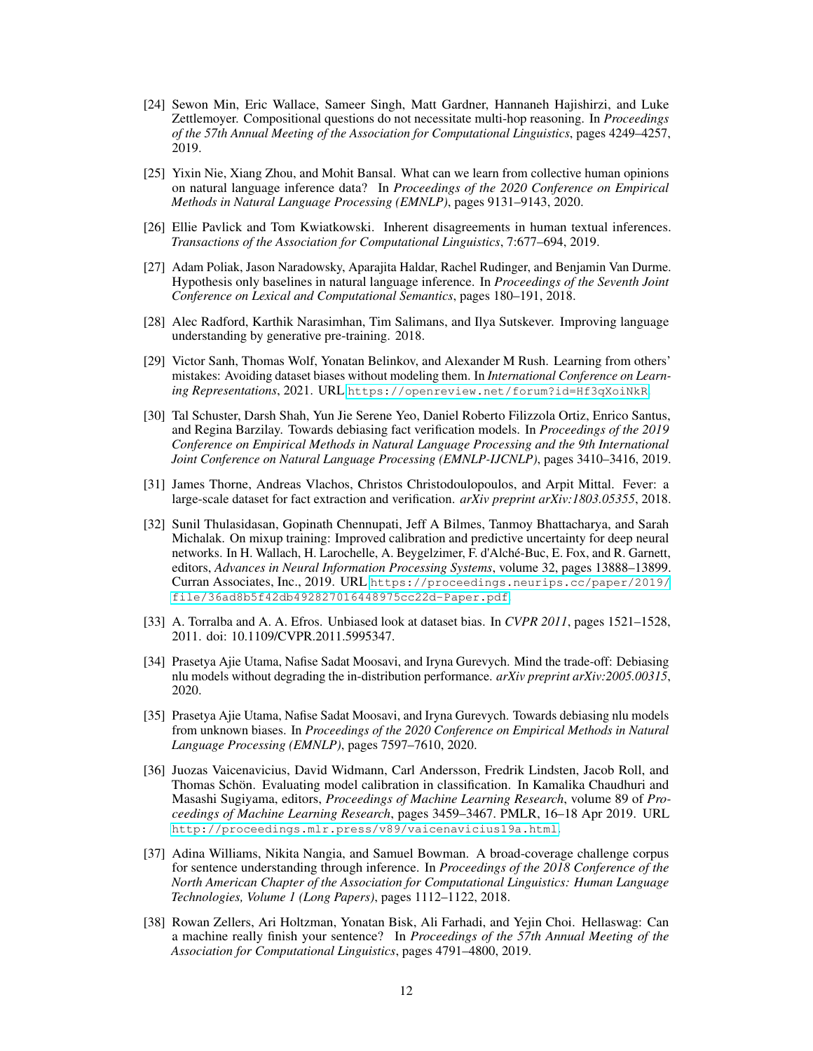[24] Sewon Min, Eric Wallace, Sameer Singh, Matt Gardner, Hannaneh Hajishirzi, and Luke Zettlemoyer. Compositional questions do not necessitate multi-hop reasoning. In *Proceedings of the 57th Annual Meeting of the Association for Computational Linguistics*, pages 4249–4257, 2019.

[25] Yixin Nie, Xiang Zhou, and Mohit Bansal. What can we learn from collective human opinions on natural language inference data? In *Proceedings of the 2020 Conference on Empirical Methods in Natural Language Processing (EMNLP)*, pages 9131–9143, 2020.

[26] Ellie Pavlick and Tom Kwiatkowski. Inherent disagreements in human textual inferences. *Transactions of the Association for Computational Linguistics*, 7:677–694, 2019.

[27] Adam Poliak, Jason Naradowsky, Aparajita Haldar, Rachel Rudinger, and Benjamin Van Durme. Hypothesis only baselines in natural language inference. In *Proceedings of the Seventh Joint Conference on Lexical and Computational Semantics*, pages 180–191, 2018.

[28] Alec Radford, Karthik Narasimhan, Tim Salimans, and Ilya Sutskever. Improving language understanding by generative pre-training. 2018.

[29] Victor Sanh, Thomas Wolf, Yonatan Belinkov, and Alexander M Rush. Learning from others' mistakes: Avoiding dataset biases without modeling them. In *International Conference on Learning Representations*, 2021. URL https://openreview.net/forum?id=Hf3qXoiNkR.

[30] Tal Schuster, Darsh Shah, Yun Jie Serene Yeo, Daniel Roberto Filizzola Ortiz, Enrico Santus, and Regina Barzilay. Towards debiasing fact verification models. In *Proceedings of the 2019 Conference on Empirical Methods in Natural Language Processing and the 9th International Joint Conference on Natural Language Processing (EMNLP-IJCNLP)*, pages 3410–3416, 2019.

[31] James Thorne, Andreas Vlachos, Christos Christodoulopoulos, and Arpit Mittal. Fever: a large-scale dataset for fact extraction and verification. *arXiv preprint arXiv:1803.05355*, 2018.

[32] Sunil Thulasidasan, Gopinath Chennupati, Jeff A Bilmes, Tanmoy Bhattacharya, and Sarah Michalak. On mixup training: Improved calibration and predictive uncertainty for deep neural networks. In H. Wallach, H. Larochelle, A. Beygelzimer, F. d'Alché-Buc, E. Fox, and R. Garnett, editors, *Advances in Neural Information Processing Systems*, volume 32, pages 13888–13899. Curran Associates, Inc., 2019. URL https://proceedings.neurips.cc/paper/2019/file/36ad8b5f42db492827016448975cc22d-Paper.pdf.

[33] A. Torralba and A. A. Efros. Unbiased look at dataset bias. In *CVPR 2011*, pages 1521–1528, 2011. doi: 10.1109/CVPR.2011.5995347.

[34] Prasetya Ajie Utama, Nafise Sadat Moosavi, and Iryna Gurevych. Mind the trade-off: Debiasing nlu models without degrading the in-distribution performance. *arXiv preprint arXiv:2005.00315*, 2020.

[35] Prasetya Ajie Utama, Nafise Sadat Moosavi, and Iryna Gurevych. Towards debiasing nlu models from unknown biases. In *Proceedings of the 2020 Conference on Empirical Methods in Natural Language Processing (EMNLP)*, pages 7597–7610, 2020.

[36] Juozas Vaicenavicius, David Widmann, Carl Andersson, Fredrik Lindsten, Jacob Roll, and Thomas Schön. Evaluating model calibration in classification. In Kamalika Chaudhuri and Masashi Sugiyama, editors, *Proceedings of Machine Learning Research*, volume 89 of *Proceedings of Machine Learning Research*, pages 3459–3467. PMLR, 16–18 Apr 2019. URL http://proceedings.mlr.press/v89/vaicenavicius19a.html.

[37] Adina Williams, Nikita Nangia, and Samuel Bowman. A broad-coverage challenge corpus for sentence understanding through inference. In *Proceedings of the 2018 Conference of the North American Chapter of the Association for Computational Linguistics: Human Language Technologies, Volume 1 (Long Papers)*, pages 1112–1122, 2018.

[38] Rowan Zellers, Ari Holtzman, Yonatan Bisk, Ali Farhadi, and Yejin Choi. Hellaswag: Can a machine really finish your sentence? In *Proceedings of the 57th Annual Meeting of the Association for Computational Linguistics*, pages 4791–4800, 2019.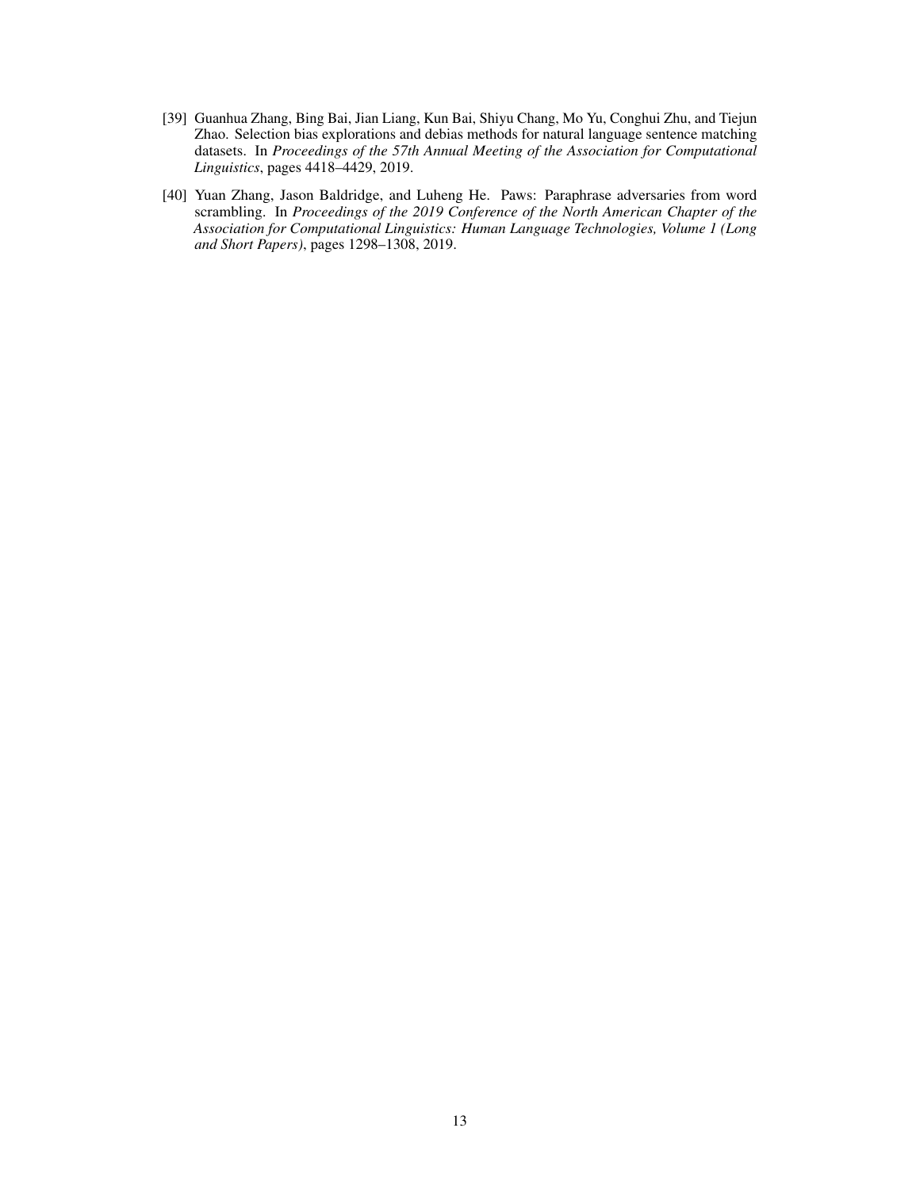[39] Guanhua Zhang, Bing Bai, Jian Liang, Kun Bai, Shiyu Chang, Mo Yu, Conghui Zhu, and Tiejun Zhao. Selection bias explorations and debias methods for natural language sentence matching datasets. In *Proceedings of the 57th Annual Meeting of the Association for Computational Linguistics*, pages 4418–4429, 2019.

[40] Yuan Zhang, Jason Baldridge, and Luheng He. Paws: Paraphrase adversaries from word scrambling. In *Proceedings of the 2019 Conference of the North American Chapter of the Association for Computational Linguistics: Human Language Technologies, Volume 1 (Long and Short Papers)*, pages 1298–1308, 2019.